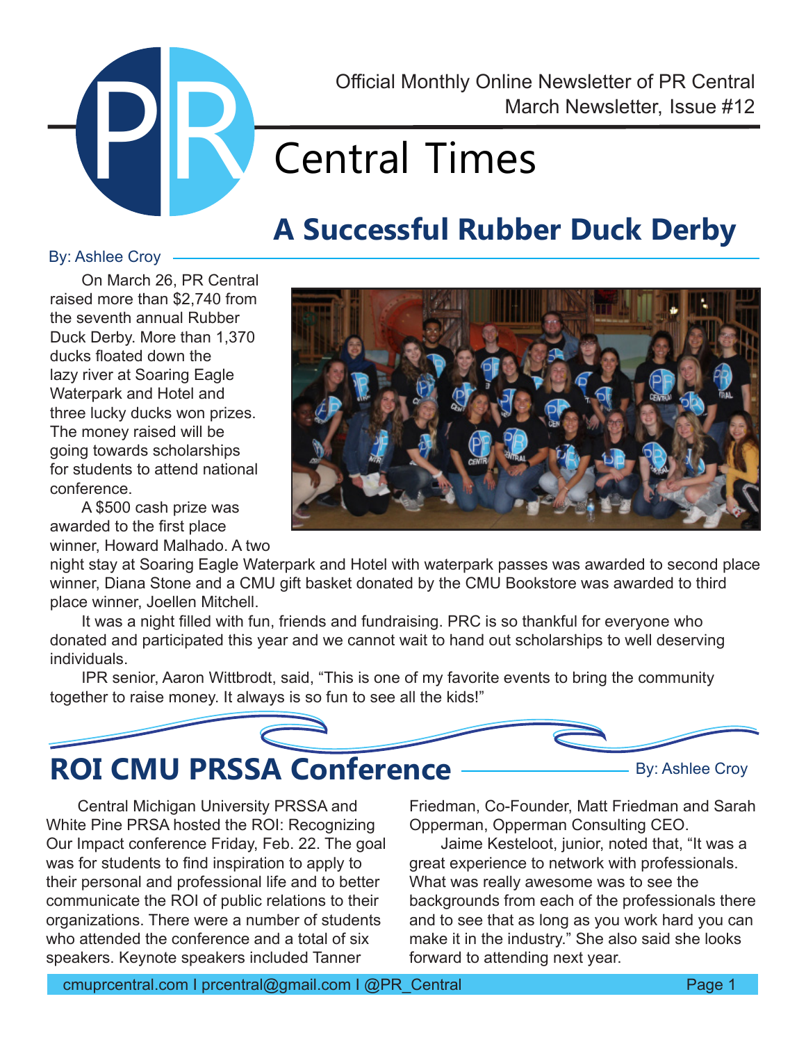Official Monthly Online Newsletter of PR Central
March Newsletter, Issue #12

# Central Times

## A Successful Rubber Duck Derby

By: Ashlee Croy

On March 26, PR Central raised more than $2,740 from the seventh annual Rubber Duck Derby. More than 1,370 ducks floated down the lazy river at Soaring Eagle Waterpark and Hotel and three lucky ducks won prizes. The money raised will be going towards scholarships for students to attend national conference.

A $500 cash prize was awarded to the first place winner, Howard Malhado. A two night stay at Soaring Eagle Waterpark and Hotel with waterpark passes was awarded to second place winner, Diana Stone and a CMU gift basket donated by the CMU Bookstore was awarded to third place winner, Joellen Mitchell.

It was a night filled with fun, friends and fundraising. PRC is so thankful for everyone who donated and participated this year and we cannot wait to hand out scholarships to well deserving individuals.

IPR senior, Aaron Wittbrodt, said, "This is one of my favorite events to bring the community together to raise money. It always is so fun to see all the kids!"

## ROI CMU PRSSA Conference

By: Ashlee Croy

Central Michigan University PRSSA and White Pine PRSA hosted the ROI: Recognizing Our Impact conference Friday, Feb. 22. The goal was for students to find inspiration to apply to their personal and professional life and to better communicate the ROI of public relations to their organizations. There were a number of students who attended the conference and a total of six speakers. Keynote speakers included Tanner Friedman, Co-Founder, Matt Friedman and Sarah Opperman, Opperman Consulting CEO.

Jaime Kesteloot, junior, noted that, "It was a great experience to network with professionals. What was really awesome was to see the backgrounds from each of the professionals there and to see that as long as you work hard you can make it in the industry." She also said she looks forward to attending next year.

cmuprcentral.com I prcentral@gmail.com I @PR_Central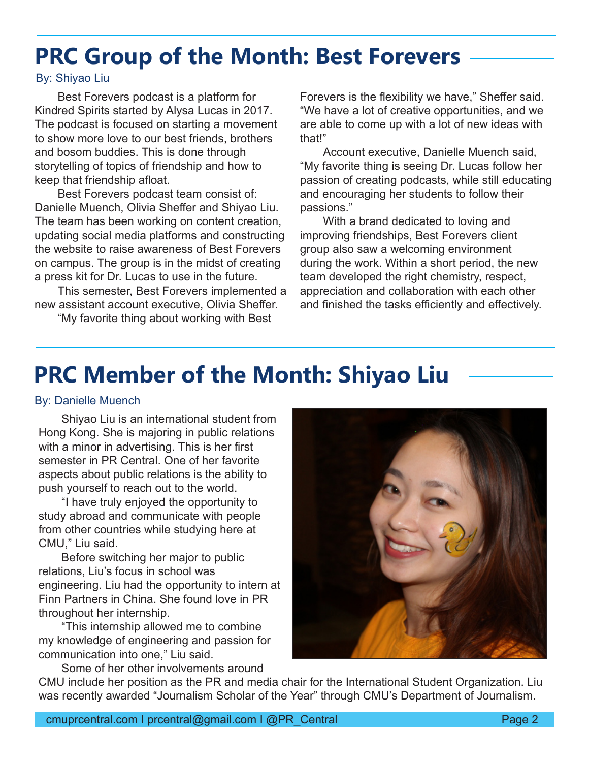# PRC Group of the Month: Best Forevers

By: Shiyao Liu

Best Forevers podcast is a platform for Kindred Spirits started by Alysa Lucas in 2017. The podcast is focused on starting a movement to show more love to our best friends, brothers and bosom buddies. This is done through storytelling of topics of friendship and how to keep that friendship afloat.

Best Forevers podcast team consist of: Danielle Muench, Olivia Sheffer and Shiyao Liu. The team has been working on content creation, updating social media platforms and constructing the website to raise awareness of Best Forevers on campus. The group is in the midst of creating a press kit for Dr. Lucas to use in the future.

This semester, Best Forevers implemented a new assistant account executive, Olivia Sheffer.

"My favorite thing about working with Best Forevers is the flexibility we have," Sheffer said. "We have a lot of creative opportunities, and we are able to come up with a lot of new ideas with that!"

Account executive, Danielle Muench said, "My favorite thing is seeing Dr. Lucas follow her passion of creating podcasts, while still educating and encouraging her students to follow their passions."

With a brand dedicated to loving and improving friendships, Best Forevers client group also saw a welcoming environment during the work. Within a short period, the new team developed the right chemistry, respect, appreciation and collaboration with each other and finished the tasks efficiently and effectively.

# PRC Member of the Month: Shiyao Liu

By: Danielle Muench

Shiyao Liu is an international student from Hong Kong. She is majoring in public relations with a minor in advertising. This is her first semester in PR Central. One of her favorite aspects about public relations is the ability to push yourself to reach out to the world.

"I have truly enjoyed the opportunity to study abroad and communicate with people from other countries while studying here at CMU," Liu said.

Before switching her major to public relations, Liu's focus in school was engineering. Liu had the opportunity to intern at Finn Partners in China. She found love in PR throughout her internship.

"This internship allowed me to combine my knowledge of engineering and passion for communication into one," Liu said.

Some of her other involvements around CMU include her position as the PR and media chair for the International Student Organization. Liu was recently awarded "Journalism Scholar of the Year" through CMU's Department of Journalism.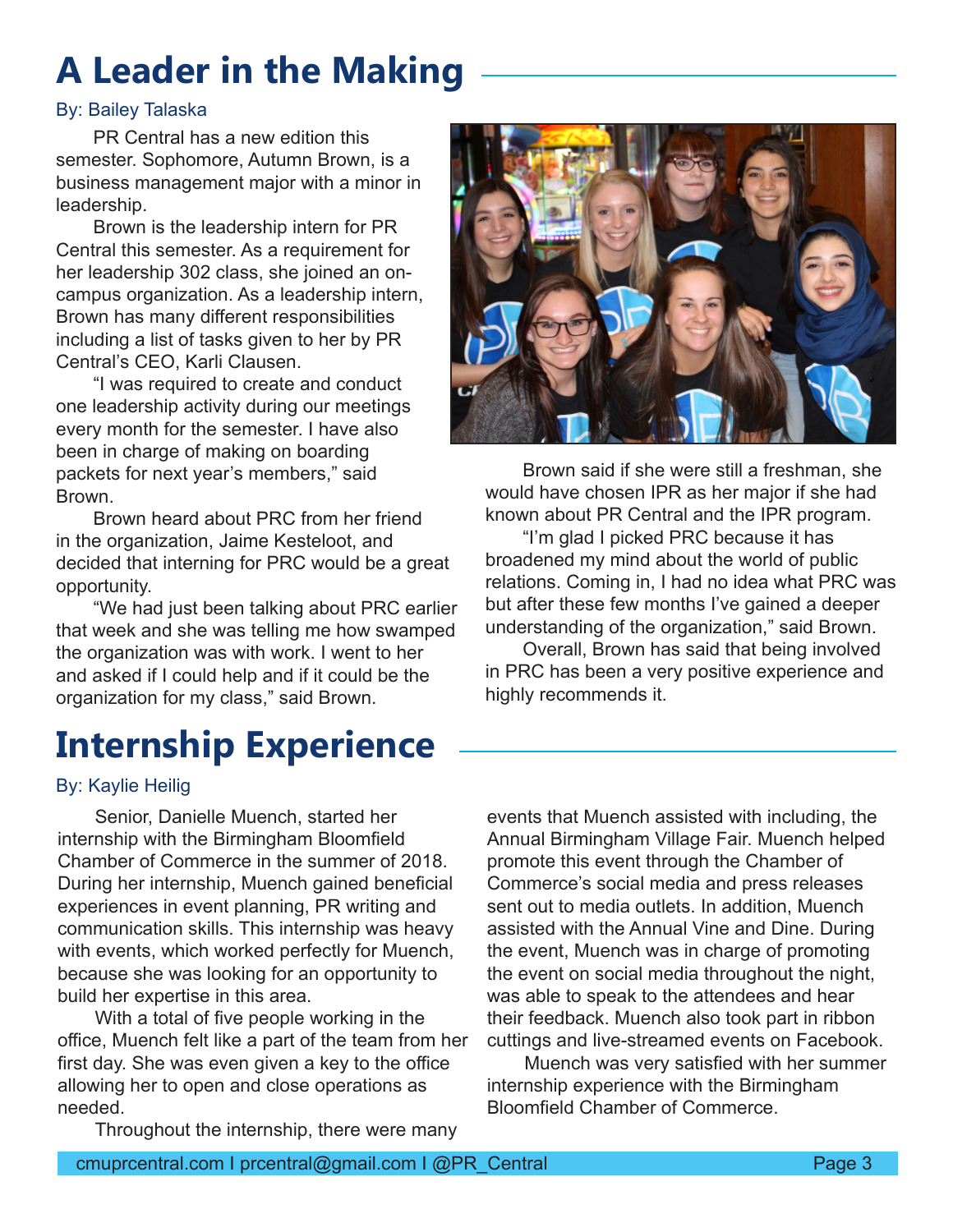# A Leader in the Making

By: Bailey Talaska

PR Central has a new edition this semester. Sophomore, Autumn Brown, is a business management major with a minor in leadership.

Brown is the leadership intern for PR Central this semester. As a requirement for her leadership 302 class, she joined an on-campus organization. As a leadership intern, Brown has many different responsibilities including a list of tasks given to her by PR Central's CEO, Karli Clausen.

"I was required to create and conduct one leadership activity during our meetings every month for the semester. I have also been in charge of making on boarding packets for next year's members," said Brown.

Brown heard about PRC from her friend in the organization, Jaime Kesteloot, and decided that interning for PRC would be a great opportunity.

"We had just been talking about PRC earlier that week and she was telling me how swamped the organization was with work. I went to her and asked if I could help and if it could be the organization for my class," said Brown.

Brown said if she were still a freshman, she would have chosen IPR as her major if she had known about PR Central and the IPR program.

"I'm glad I picked PRC because it has broadened my mind about the world of public relations. Coming in, I had no idea what PRC was but after these few months I've gained a deeper understanding of the organization," said Brown.

Overall, Brown has said that being involved in PRC has been a very positive experience and highly recommends it.

# Internship Experience

By: Kaylie Heilig

Senior, Danielle Muench, started her internship with the Birmingham Bloomfield Chamber of Commerce in the summer of 2018. During her internship, Muench gained beneficial experiences in event planning, PR writing and communication skills. This internship was heavy with events, which worked perfectly for Muench, because she was looking for an opportunity to build her expertise in this area.

With a total of five people working in the office, Muench felt like a part of the team from her first day. She was even given a key to the office allowing her to open and close operations as needed.

Throughout the internship, there were many events that Muench assisted with including, the Annual Birmingham Village Fair. Muench helped promote this event through the Chamber of Commerce's social media and press releases sent out to media outlets. In addition, Muench assisted with the Annual Vine and Dine. During the event, Muench was in charge of promoting the event on social media throughout the night, was able to speak to the attendees and hear their feedback. Muench also took part in ribbon cuttings and live-streamed events on Facebook.

Muench was very satisfied with her summer internship experience with the Birmingham Bloomfield Chamber of Commerce.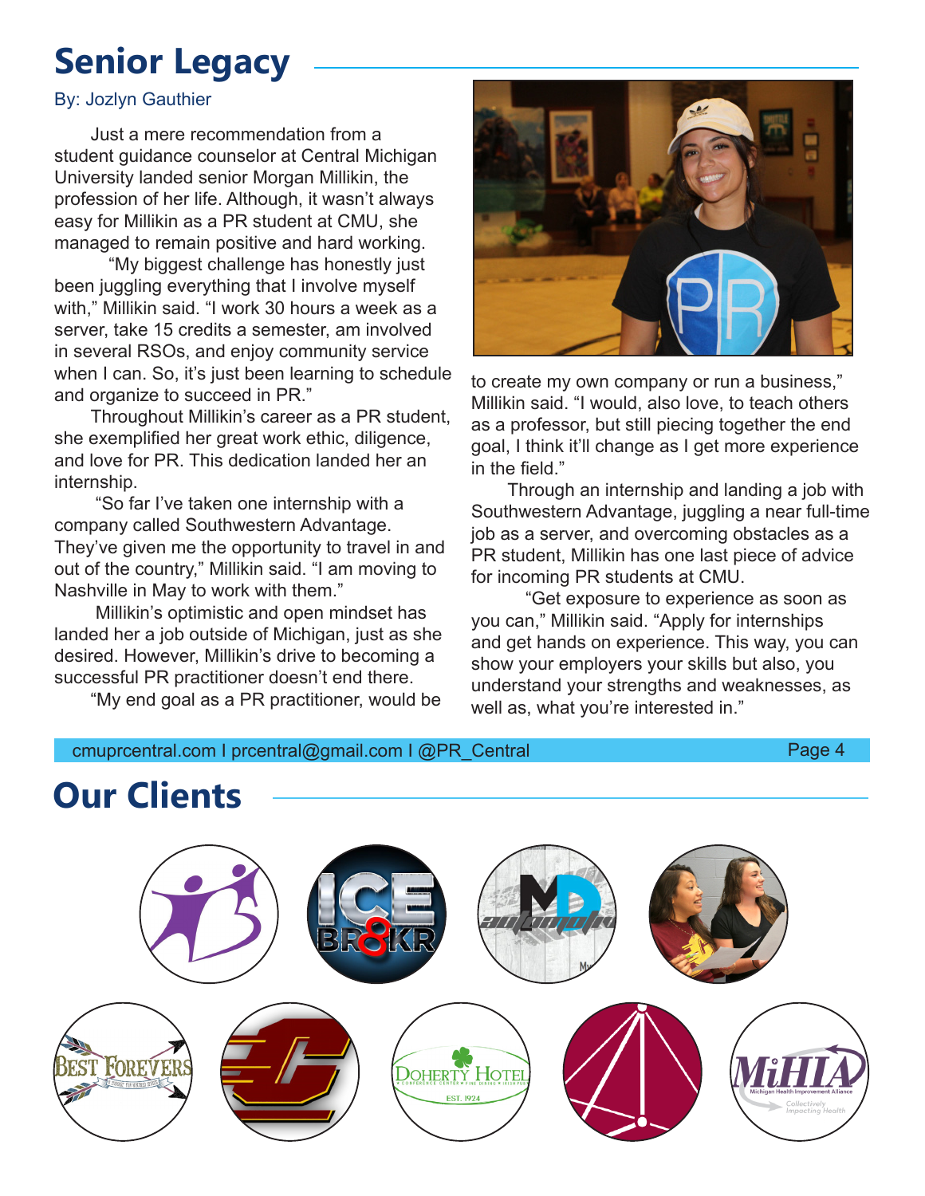# Senior Legacy

By: Jozlyn Gauthier

Just a mere recommendation from a student guidance counselor at Central Michigan University landed senior Morgan Millikin, the profession of her life. Although, it wasn't always easy for Millikin as a PR student at CMU, she managed to remain positive and hard working.

"My biggest challenge has honestly just been juggling everything that I involve myself with," Millikin said. "I work 30 hours a week as a server, take 15 credits a semester, am involved in several RSOs, and enjoy community service when I can. So, it's just been learning to schedule and organize to succeed in PR."

Throughout Millikin's career as a PR student, she exemplified her great work ethic, diligence, and love for PR. This dedication landed her an internship.

"So far I've taken one internship with a company called Southwestern Advantage. They've given me the opportunity to travel in and out of the country," Millikin said. "I am moving to Nashville in May to work with them."

Millikin's optimistic and open mindset has landed her a job outside of Michigan, just as she desired. However, Millikin's drive to becoming a successful PR practitioner doesn't end there.

"My end goal as a PR practitioner, would be to create my own company or run a business," Millikin said. "I would, also love, to teach others as a professor, but still piecing together the end goal, I think it'll change as I get more experience in the field."

Through an internship and landing a job with Southwestern Advantage, juggling a near full-time job as a server, and overcoming obstacles as a PR student, Millikin has one last piece of advice for incoming PR students at CMU.

"Get exposure to experience as soon as you can," Millikin said. "Apply for internships and get hands on experience. This way, you can show your employers your skills but also, you understand your strengths and weaknesses, as well as, what you're interested in."

cmuprcentral.com I prcentral@gmail.com I @PR_Central

# Our Clients